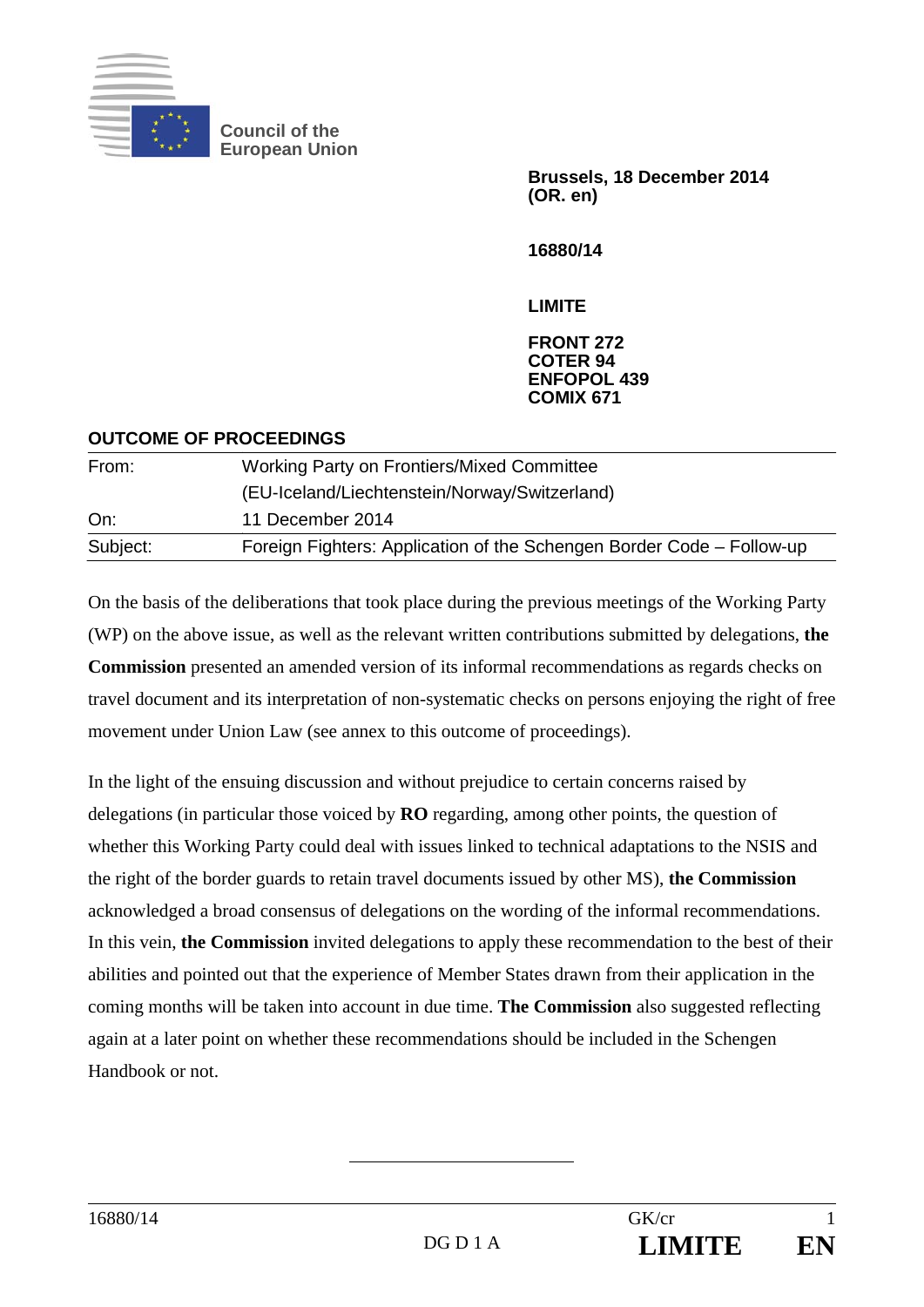Council of the European Union

**Brussels, 18 December 2014**
**(OR. en)**

**16880/14**

**LIMITE**

**FRONT 272**
**COTER 94**
**ENFOPOL 439**
**COMIX 671**

## OUTCOME OF PROCEEDINGS

| | |
|---|---|
| From: | Working Party on Frontiers/Mixed Committee (EU-Iceland/Liechtenstein/Norway/Switzerland) |
| On: | 11 December 2014 |
| Subject: | Foreign Fighters: Application of the Schengen Border Code – Follow-up |

On the basis of the deliberations that took place during the previous meetings of the Working Party (WP) on the above issue, as well as the relevant written contributions submitted by delegations, **the Commission** presented an amended version of its informal recommendations as regards checks on travel document and its interpretation of non-systematic checks on persons enjoying the right of free movement under Union Law (see annex to this outcome of proceedings).

In the light of the ensuing discussion and without prejudice to certain concerns raised by delegations (in particular those voiced by **RO** regarding, among other points, the question of whether this Working Party could deal with issues linked to technical adaptations to the NSIS and the right of the border guards to retain travel documents issued by other MS), **the Commission** acknowledged a broad consensus of delegations on the wording of the informal recommendations. In this vein, **the Commission** invited delegations to apply these recommendation to the best of their abilities and pointed out that the experience of Member States drawn from their application in the coming months will be taken into account in due time. **The Commission** also suggested reflecting again at a later point on whether these recommendations should be included in the Schengen Handbook or not.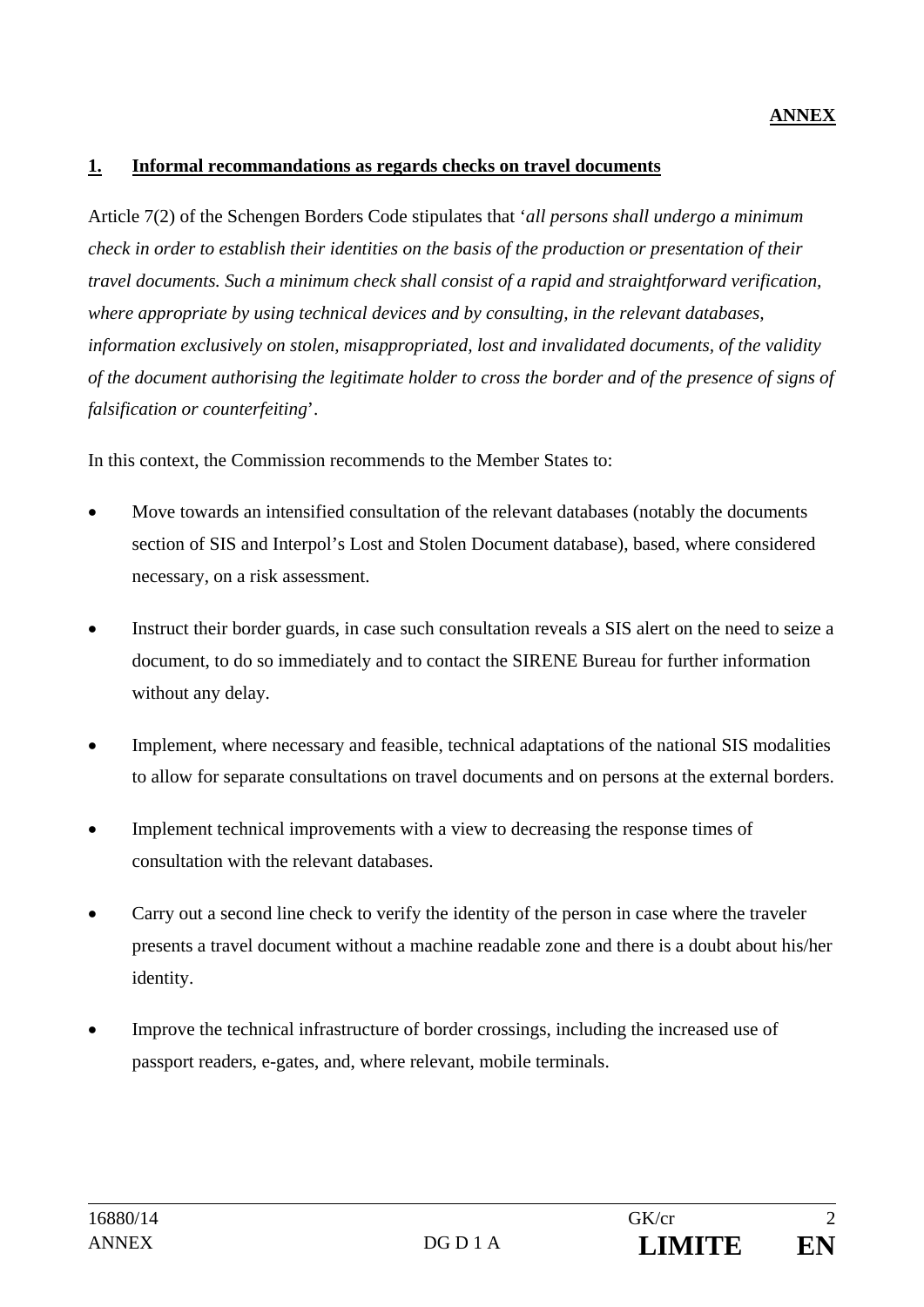**ANNEX**

## 1. Informal recommandations as regards checks on travel documents

Article 7(2) of the Schengen Borders Code stipulates that '*all persons shall undergo a minimum check in order to establish their identities on the basis of the production or presentation of their travel documents. Such a minimum check shall consist of a rapid and straightforward verification, where appropriate by using technical devices and by consulting, in the relevant databases, information exclusively on stolen, misappropriated, lost and invalidated documents, of the validity of the document authorising the legitimate holder to cross the border and of the presence of signs of falsification or counterfeiting*'.

In this context, the Commission recommends to the Member States to:

- Move towards an intensified consultation of the relevant databases (notably the documents section of SIS and Interpol's Lost and Stolen Document database), based, where considered necessary, on a risk assessment.
- Instruct their border guards, in case such consultation reveals a SIS alert on the need to seize a document, to do so immediately and to contact the SIRENE Bureau for further information without any delay.
- Implement, where necessary and feasible, technical adaptations of the national SIS modalities to allow for separate consultations on travel documents and on persons at the external borders.
- Implement technical improvements with a view to decreasing the response times of consultation with the relevant databases.
- Carry out a second line check to verify the identity of the person in case where the traveler presents a travel document without a machine readable zone and there is a doubt about his/her identity.
- Improve the technical infrastructure of border crossings, including the increased use of passport readers, e-gates, and, where relevant, mobile terminals.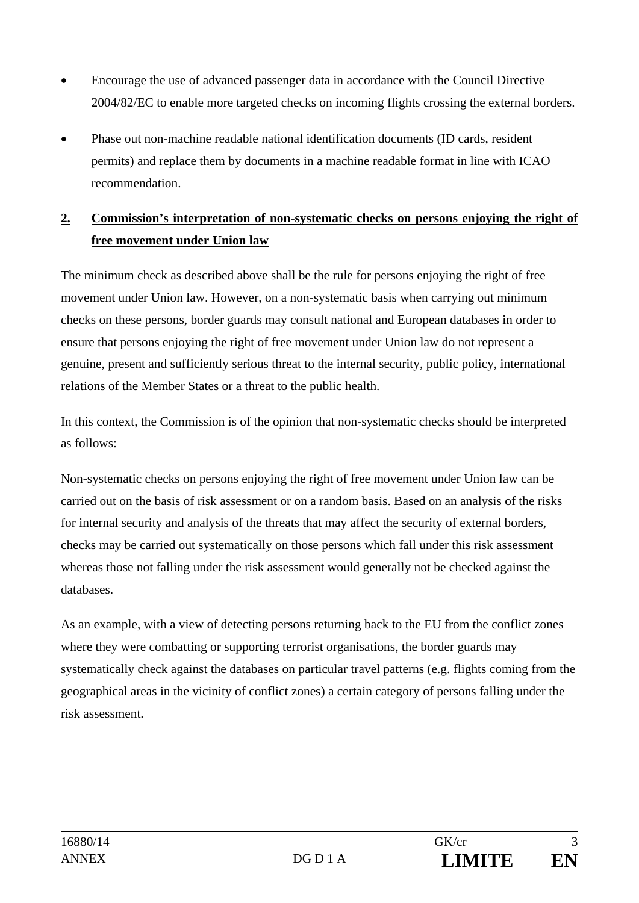- Encourage the use of advanced passenger data in accordance with the Council Directive 2004/82/EC to enable more targeted checks on incoming flights crossing the external borders.
- Phase out non-machine readable national identification documents (ID cards, resident permits) and replace them by documents in a machine readable format in line with ICAO recommendation.

## 2. Commission's interpretation of non-systematic checks on persons enjoying the right of free movement under Union law

The minimum check as described above shall be the rule for persons enjoying the right of free movement under Union law. However, on a non-systematic basis when carrying out minimum checks on these persons, border guards may consult national and European databases in order to ensure that persons enjoying the right of free movement under Union law do not represent a genuine, present and sufficiently serious threat to the internal security, public policy, international relations of the Member States or a threat to the public health.

In this context, the Commission is of the opinion that non-systematic checks should be interpreted as follows:

Non-systematic checks on persons enjoying the right of free movement under Union law can be carried out on the basis of risk assessment or on a random basis. Based on an analysis of the risks for internal security and analysis of the threats that may affect the security of external borders, checks may be carried out systematically on those persons which fall under this risk assessment whereas those not falling under the risk assessment would generally not be checked against the databases.

As an example, with a view of detecting persons returning back to the EU from the conflict zones where they were combatting or supporting terrorist organisations, the border guards may systematically check against the databases on particular travel patterns (e.g. flights coming from the geographical areas in the vicinity of conflict zones) a certain category of persons falling under the risk assessment.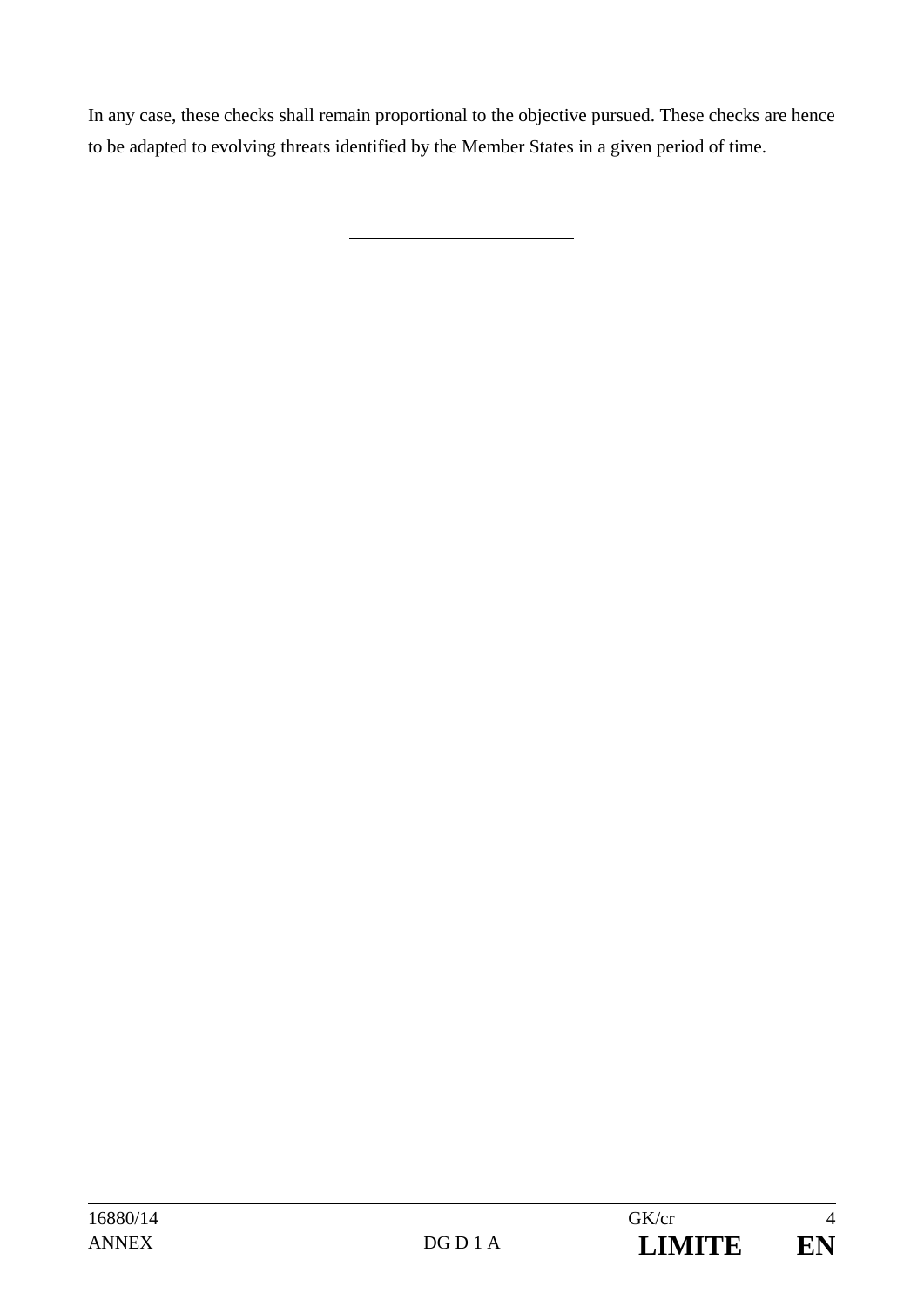In any case, these checks shall remain proportional to the objective pursued. These checks are hence to be adapted to evolving threats identified by the Member States in a given period of time.